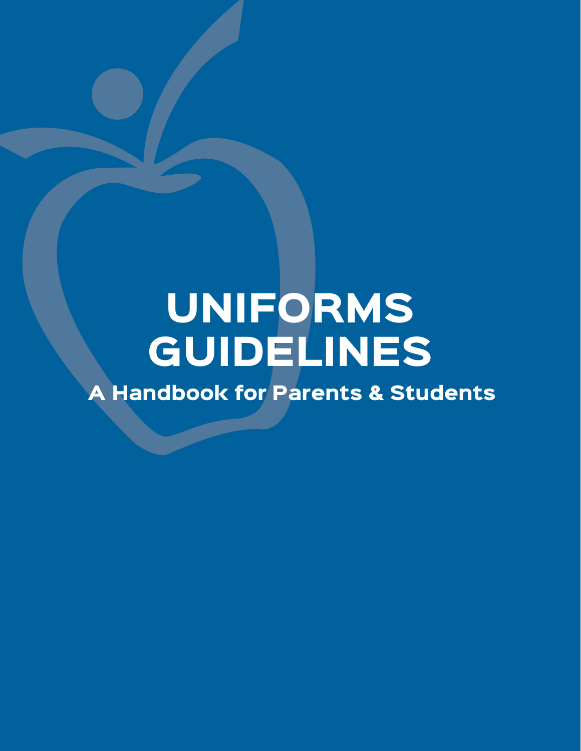# UNIFORMS GUIDELINES

## A Handbook for Parents & Students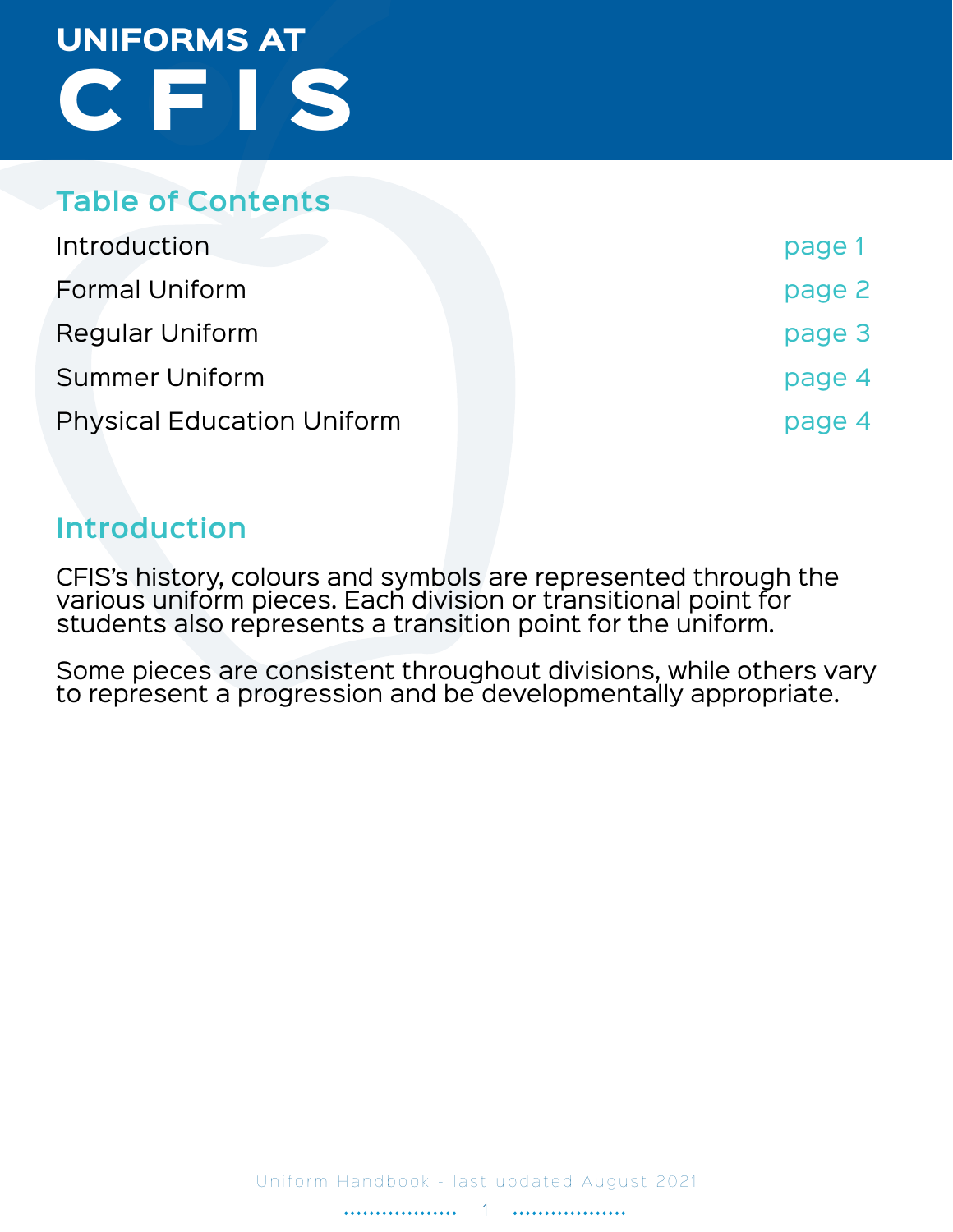# UNIFORMS AT CFIS

## Table of Contents

| | |
|---|---|
| Introduction | page 1 |
| Formal Uniform | page 2 |
| Regular Uniform | page 3 |
| Summer Uniform | page 4 |
| Physical Education Uniform | page 4 |

## Introduction

CFIS's history, colours and symbols are represented through the various uniform pieces. Each division or transitional point for students also represents a transition point for the uniform.

Some pieces are consistent throughout divisions, while others vary to represent a progression and be developmentally appropriate.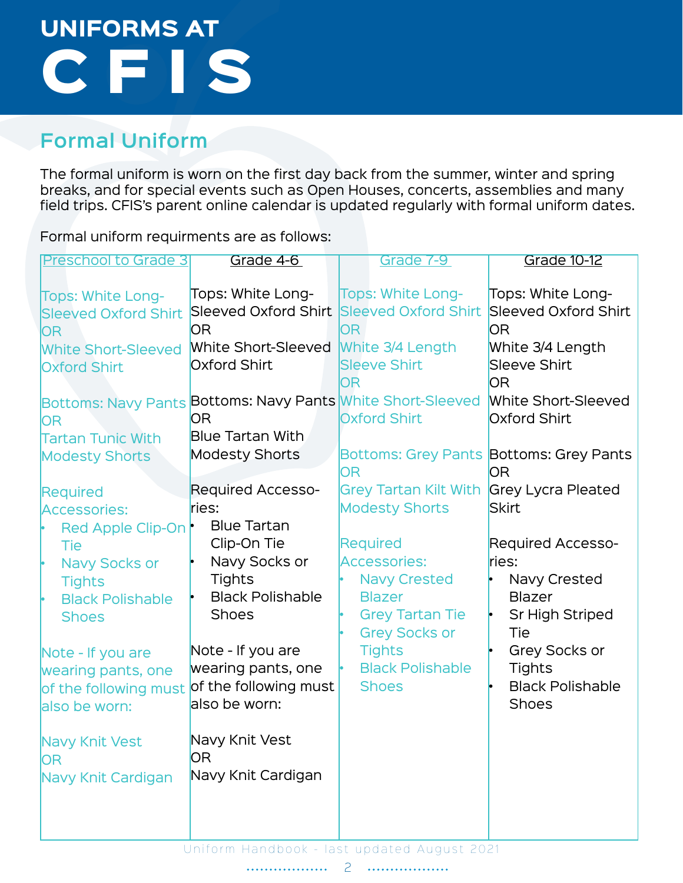# UNIFORMS AT CFIS

## Formal Uniform

The formal uniform is worn on the first day back from the summer, winter and spring breaks, and for special events such as Open Houses, concerts, assemblies and many field trips. CFIS's parent online calendar is updated regularly with formal uniform dates.

Formal uniform requirments are as follows:

| Preschool to Grade 3 | Grade 4-6 | Grade 7-9 | Grade 10-12 |
|---|---|---|---|
| Tops: White Long-Sleeved Oxford Shirt<br>OR<br>White Short-Sleeved Oxford Shirt<br><br>Bottoms: Navy Pants<br>OR<br>Tartan Tunic With Modesty Shorts<br><br>Required Accessories:<br>• Red Apple Clip-On Tie<br>• Navy Socks or Tights<br>• Black Polishable Shoes<br><br>Note - If you are wearing pants, one of the following must also be worn:<br><br>Navy Knit Vest<br>OR<br>Navy Knit Cardigan | Tops: White Long-Sleeved Oxford Shirt<br>OR<br>White Short-Sleeved Oxford Shirt<br><br>Bottoms: Navy Pants<br>OR<br>Blue Tartan With Modesty Shorts<br><br>Required Accessories:<br>• Blue Tartan Clip-On Tie<br>• Navy Socks or Tights<br>• Black Polishable Shoes<br><br>Note - If you are wearing pants, one of the following must also be worn:<br><br>Navy Knit Vest<br>OR<br>Navy Knit Cardigan | Tops: White Long-Sleeved Oxford Shirt<br>OR<br>White 3/4 Length Sleeve Shirt<br>OR<br>White Short-Sleeved Oxford Shirt<br><br>Bottoms: Grey Pants<br>OR<br>Grey Tartan Kilt With Modesty Shorts<br><br>Required Accessories:<br>• Navy Crested Blazer<br>• Grey Tartan Tie<br>• Grey Socks or Tights<br>• Black Polishable Shoes | Tops: White Long-Sleeved Oxford Shirt<br>OR<br>White 3/4 Length Sleeve Shirt<br>OR<br>White Short-Sleeved Oxford Shirt<br><br>Bottoms: Grey Pants<br>OR<br>Grey Lycra Pleated Skirt<br><br>Required Accessories:<br>• Navy Crested Blazer<br>• Sr High Striped Tie<br>• Grey Socks or Tights<br>• Black Polishable Shoes |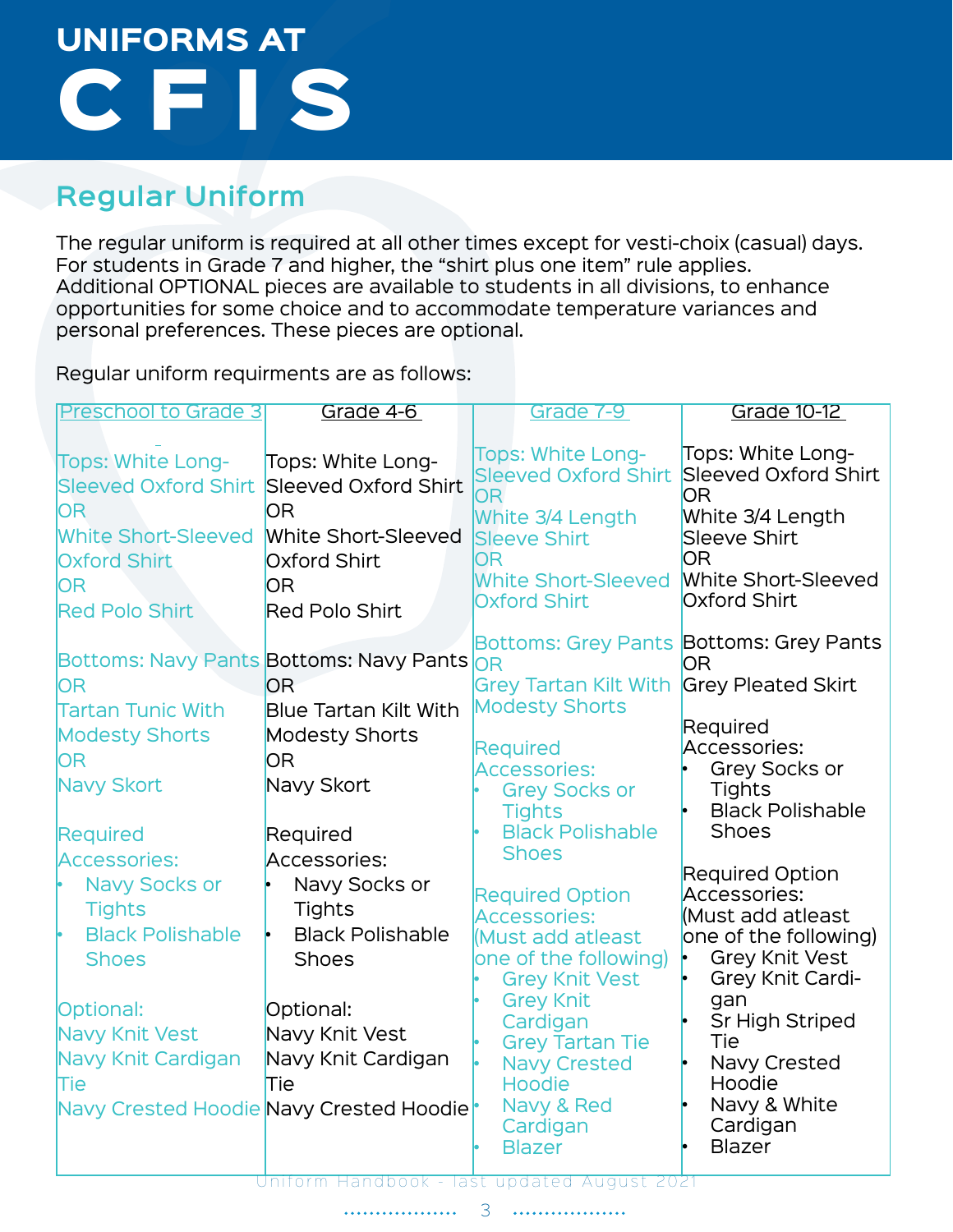# UNIFORMS AT CFIS

## Regular Uniform

The regular uniform is required at all other times except for vesti-choix (casual) days. For students in Grade 7 and higher, the “shirt plus one item” rule applies. Additional OPTIONAL pieces are available to students in all divisions, to enhance opportunities for some choice and to accommodate temperature variances and personal preferences. These pieces are optional.

Regular uniform requirments are as follows:

| Preschool to Grade 3 | Grade 4-6 | Grade 7-9 | Grade 10-12 |
|---|---|---|---|
| Tops: White Long-Sleeved Oxford Shirt<br>OR<br>White Short-Sleeved Oxford Shirt<br>OR<br>Red Polo Shirt | Tops: White Long-Sleeved Oxford Shirt<br>OR<br>White Short-Sleeved Oxford Shirt<br>OR<br>Red Polo Shirt | Tops: White Long-Sleeved Oxford Shirt<br>OR<br>White 3/4 Length Sleeve Shirt<br>OR<br>White Short-Sleeved Oxford Shirt | Tops: White Long-Sleeved Oxford Shirt<br>OR<br>White 3/4 Length Sleeve Shirt<br>OR<br>White Short-Sleeved Oxford Shirt |
| Bottoms: Navy Pants<br>OR<br>Tartan Tunic With Modesty Shorts<br>OR<br>Navy Skort | Bottoms: Navy Pants<br>OR<br>Blue Tartan Kilt With Modesty Shorts<br>OR<br>Navy Skort | Bottoms: Grey Pants<br>OR<br>Grey Tartan Kilt With Modesty Shorts | Bottoms: Grey Pants<br>OR<br>Grey Pleated Skirt |
| Required Accessories:<br>• Navy Socks or Tights<br>• Black Polishable Shoes | Required Accessories:<br>• Navy Socks or Tights<br>• Black Polishable Shoes | Required Accessories:<br>• Grey Socks or Tights<br>• Black Polishable Shoes | Required Accessories:<br>• Grey Socks or Tights<br>• Black Polishable Shoes |
| Optional:<br>Navy Knit Vest<br>Navy Knit Cardigan<br>Tie<br>Navy Crested Hoodie | Optional:<br>Navy Knit Vest<br>Navy Knit Cardigan<br>Tie<br>Navy Crested Hoodie | Required Option Accessories:<br>(Must add atleast one of the following)<br>• Grey Knit Vest<br>• Grey Knit Cardigan<br>• Grey Tartan Tie<br>• Navy Crested Hoodie<br>• Navy & Red Cardigan<br>• Blazer | Required Option Accessories:<br>(Must add atleast one of the following)<br>• Grey Knit Vest<br>• Grey Knit Cardigan<br>• Sr High Striped Tie<br>• Navy Crested Hoodie<br>• Navy & White Cardigan<br>• Blazer |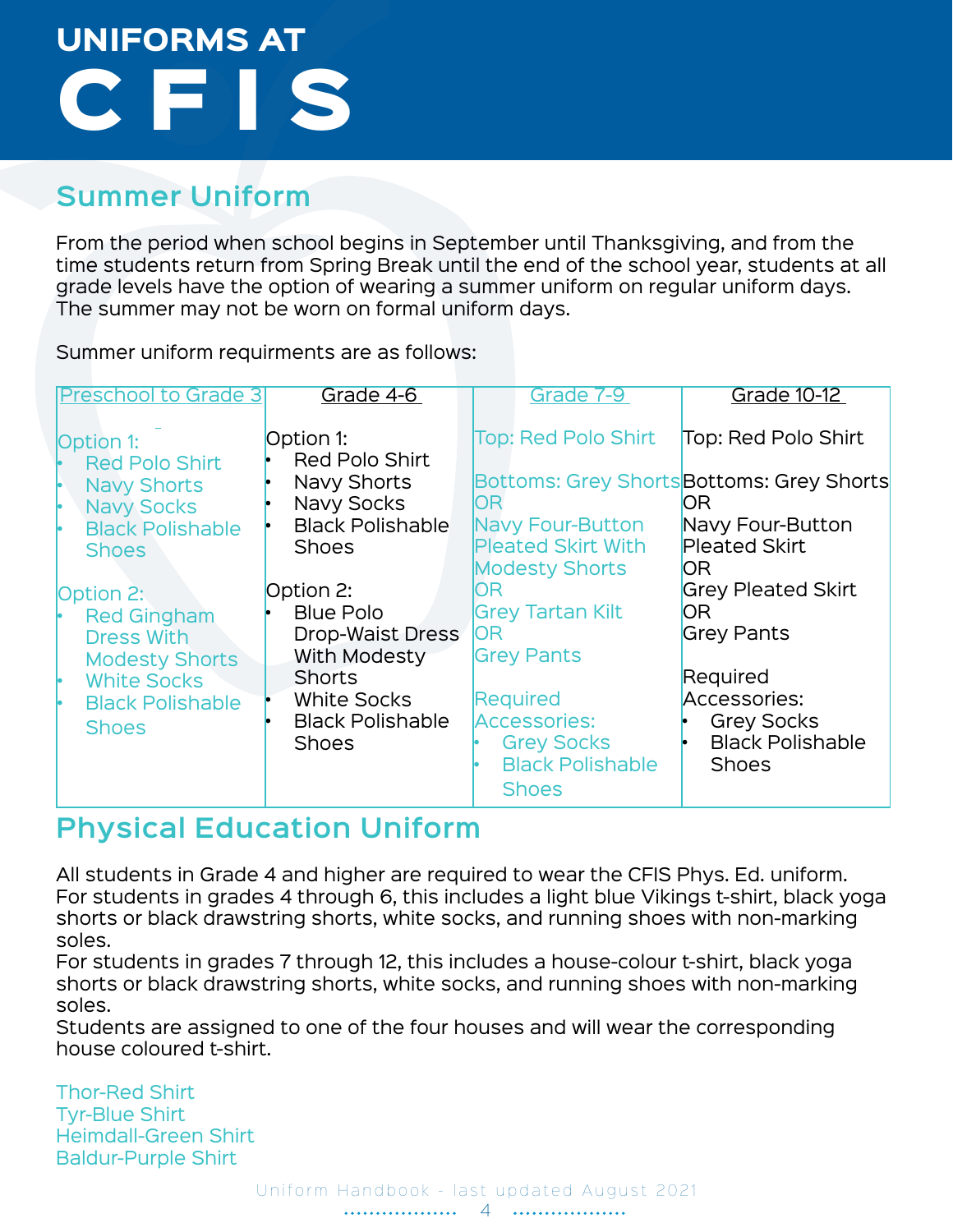# UNIFORMS AT CFIS

## Summer Uniform

From the period when school begins in September until Thanksgiving, and from the time students return from Spring Break until the end of the school year, students at all grade levels have the option of wearing a summer uniform on regular uniform days. The summer may not be worn on formal uniform days.

Summer uniform requirments are as follows:

| Preschool to Grade 3 | Grade 4-6 | Grade 7-9 | Grade 10-12 |
|---|---|---|---|
| Option 1:<br>• Red Polo Shirt<br>• Navy Shorts<br>• Navy Socks<br>• Black Polishable Shoes<br><br>Option 2:<br>• Red Gingham Dress With Modesty Shorts<br>• White Socks<br>• Black Polishable Shoes | Option 1:<br>• Red Polo Shirt<br>• Navy Shorts<br>• Navy Socks<br>• Black Polishable Shoes<br><br>Option 2:<br>• Blue Polo Drop-Waist Dress With Modesty Shorts<br>• White Socks<br>• Black Polishable Shoes | Top: Red Polo Shirt<br><br>Bottoms: Grey Shorts<br>OR<br>Navy Four-Button Pleated Skirt With Modesty Shorts<br>OR<br>Grey Tartan Kilt<br>OR<br>Grey Pants<br><br>Required Accessories:<br>• Grey Socks<br>• Black Polishable Shoes | Top: Red Polo Shirt<br><br>Bottoms: Grey Shorts<br>OR<br>Navy Four-Button Pleated Skirt<br>OR<br>Grey Pleated Skirt<br>OR<br>Grey Pants<br><br>Required Accessories:<br>• Grey Socks<br>• Black Polishable Shoes |

## Physical Education Uniform

All students in Grade 4 and higher are required to wear the CFIS Phys. Ed. uniform.
For students in grades 4 through 6, this includes a light blue Vikings t-shirt, black yoga shorts or black drawstring shorts, white socks, and running shoes with non-marking soles.
For students in grades 7 through 12, this includes a house-colour t-shirt, black yoga shorts or black drawstring shorts, white socks, and running shoes with non-marking soles.
Students are assigned to one of the four houses and will wear the corresponding house coloured t-shirt.

Thor-Red Shirt
Tyr-Blue Shirt
Heimdall-Green Shirt
Baldur-Purple Shirt

Uniform Handbook - last updated August 2021